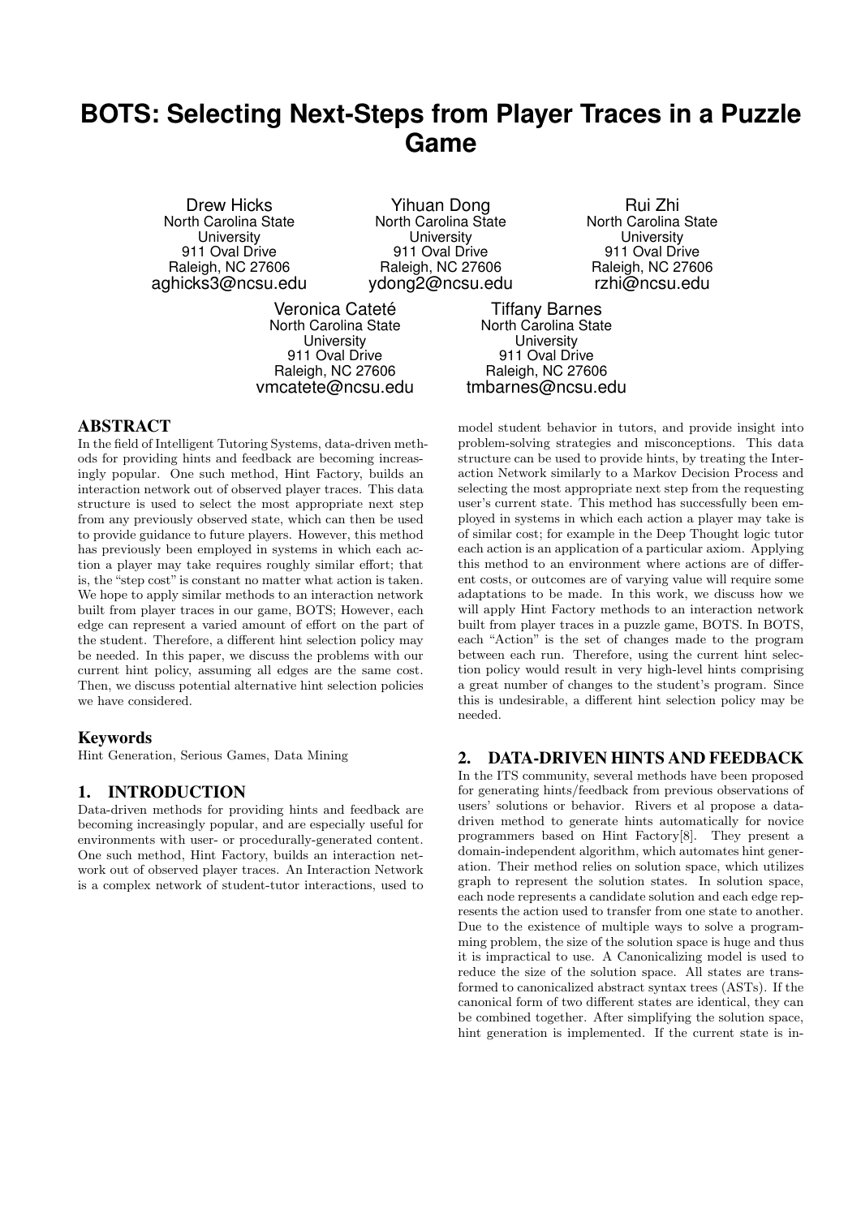# BOTS: Selecting Next-Steps from Player Traces in a Puzzle Game

Drew Hicks
North Carolina State University
911 Oval Drive
Raleigh, NC 27606
aghicks3@ncsu.edu

Yihuan Dong
North Carolina State University
911 Oval Drive
Raleigh, NC 27606
ydong2@ncsu.edu

Rui Zhi
North Carolina State University
911 Oval Drive
Raleigh, NC 27606
rzhi@ncsu.edu

Veronica Cateté
North Carolina State University
911 Oval Drive
Raleigh, NC 27606
vmcatete@ncsu.edu

Tiffany Barnes
North Carolina State University
911 Oval Drive
Raleigh, NC 27606
tmbarnes@ncsu.edu

## ABSTRACT

In the field of Intelligent Tutoring Systems, data-driven methods for providing hints and feedback are becoming increasingly popular. One such method, Hint Factory, builds an interaction network out of observed player traces. This data structure is used to select the most appropriate next step from any previously observed state, which can then be used to provide guidance to future players. However, this method has previously been employed in systems in which each action a player may take requires roughly similar effort; that is, the "step cost" is constant no matter what action is taken. We hope to apply similar methods to an interaction network built from player traces in our game, BOTS; However, each edge can represent a varied amount of effort on the part of the student. Therefore, a different hint selection policy may be needed. In this paper, we discuss the problems with our current hint policy, assuming all edges are the same cost. Then, we discuss potential alternative hint selection policies we have considered.

### Keywords

Hint Generation, Serious Games, Data Mining

## 1. INTRODUCTION

Data-driven methods for providing hints and feedback are becoming increasingly popular, and are especially useful for environments with user- or procedurally-generated content. One such method, Hint Factory, builds an interaction network out of observed player traces. An Interaction Network is a complex network of student-tutor interactions, used to model student behavior in tutors, and provide insight into problem-solving strategies and misconceptions. This data structure can be used to provide hints, by treating the Interaction Network similarly to a Markov Decision Process and selecting the most appropriate next step from the requesting user's current state. This method has successfully been employed in systems in which each action a player may take is of similar cost; for example in the Deep Thought logic tutor each action is an application of a particular axiom. Applying this method to an environment where actions are of different costs, or outcomes are of varying value will require some adaptations to be made. In this work, we discuss how we will apply Hint Factory methods to an interaction network built from player traces in a puzzle game, BOTS. In BOTS, each "Action" is the set of changes made to the program between each run. Therefore, using the current hint selection policy would result in very high-level hints comprising a great number of changes to the student's program. Since this is undesirable, a different hint selection policy may be needed.

## 2. DATA-DRIVEN HINTS AND FEEDBACK

In the ITS community, several methods have been proposed for generating hints/feedback from previous observations of users' solutions or behavior. Rivers et al propose a data-driven method to generate hints automatically for novice programmers based on Hint Factory[8]. They present a domain-independent algorithm, which automates hint generation. Their method relies on solution space, which utilizes graph to represent the solution states. In solution space, each node represents a candidate solution and each edge represents the action used to transfer from one state to another. Due to the existence of multiple ways to solve a programming problem, the size of the solution space is huge and thus it is impractical to use. A Canonicalizing model is used to reduce the size of the solution space. All states are transformed to canonicalized abstract syntax trees (ASTs). If the canonical form of two different states are identical, they can be combined together. After simplifying the solution space, hint generation is implemented. If the current state is in-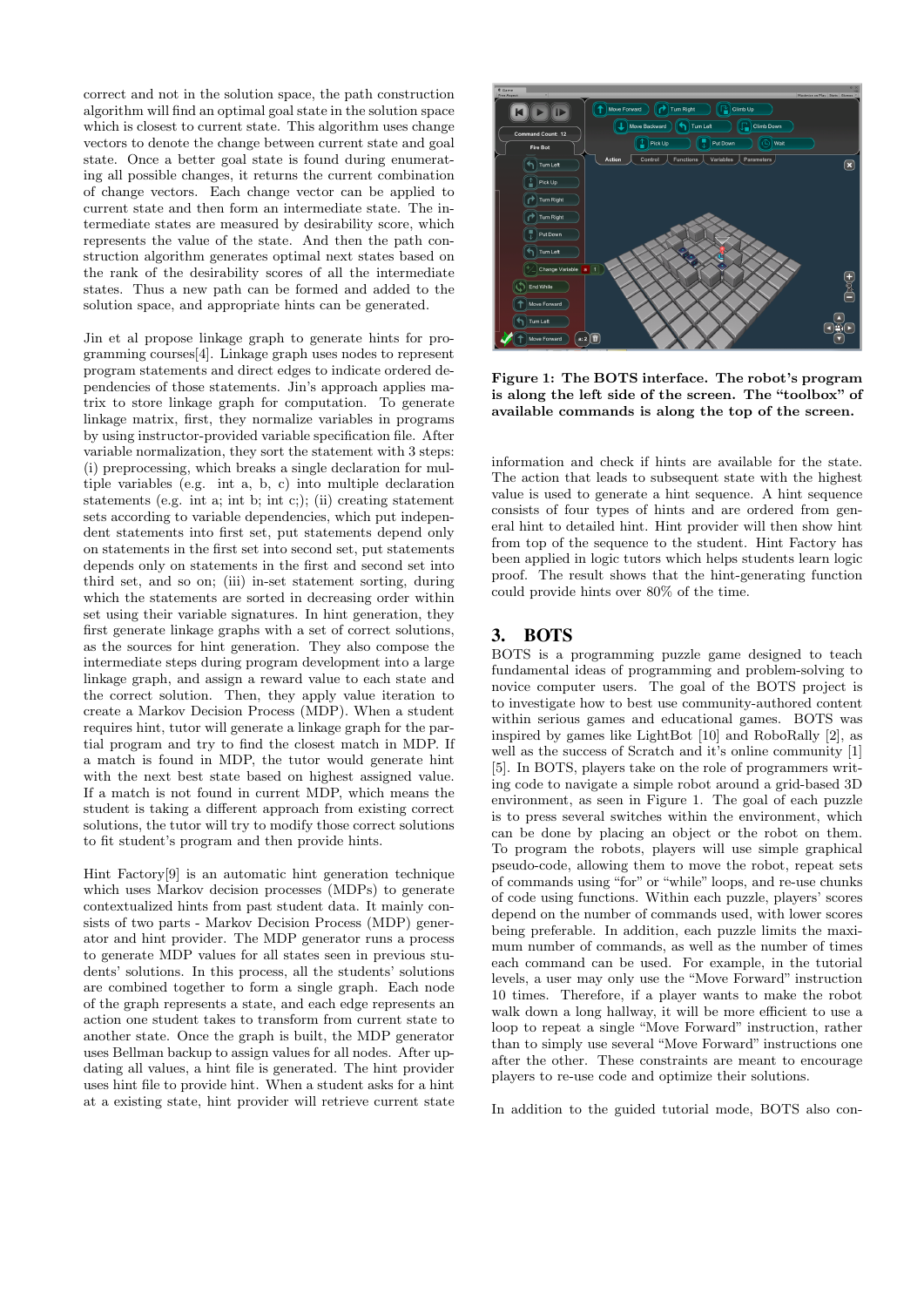correct and not in the solution space, the path construction algorithm will find an optimal goal state in the solution space which is closest to current state. This algorithm uses change vectors to denote the change between current state and goal state. Once a better goal state is found during enumerating all possible changes, it returns the current combination of change vectors. Each change vector can be applied to current state and then form an intermediate state. The intermediate states are measured by desirability score, which represents the value of the state. And then the path construction algorithm generates optimal next states based on the rank of the desirability scores of all the intermediate states. Thus a new path can be formed and added to the solution space, and appropriate hints can be generated.

Jin et al propose linkage graph to generate hints for programming courses[4]. Linkage graph uses nodes to represent program statements and direct edges to indicate ordered dependencies of those statements. Jin's approach applies matrix to store linkage graph for computation. To generate linkage matrix, first, they normalize variables in programs by using instructor-provided variable specification file. After variable normalization, they sort the statement with 3 steps: (i) preprocessing, which breaks a single declaration for multiple variables (e.g. int a, b, c) into multiple declaration statements (e.g. int a; int b; int c;); (ii) creating statement sets according to variable dependencies, which put independent statements into first set, put statements depend only on statements in the first set into second set, put statements depends only on statements in the first and second set into third set, and so on; (iii) in-set statement sorting, during which the statements are sorted in decreasing order within set using their variable signatures. In hint generation, they first generate linkage graphs with a set of correct solutions, as the sources for hint generation. They also compose the intermediate steps during program development into a large linkage graph, and assign a reward value to each state and the correct solution. Then, they apply value iteration to create a Markov Decision Process (MDP). When a student requires hint, tutor will generate a linkage graph for the partial program and try to find the closest match in MDP. If a match is found in MDP, the tutor would generate hint with the next best state based on highest assigned value. If a match is not found in current MDP, which means the student is taking a different approach from existing correct solutions, the tutor will try to modify those correct solutions to fit student's program and then provide hints.

Hint Factory[9] is an automatic hint generation technique which uses Markov decision processes (MDPs) to generate contextualized hints from past student data. It mainly consists of two parts - Markov Decision Process (MDP) generator and hint provider. The MDP generator runs a process to generate MDP values for all states seen in previous students' solutions. In this process, all the students' solutions are combined together to form a single graph. Each node of the graph represents a state, and each edge represents an action one student takes to transform from current state to another state. Once the graph is built, the MDP generator uses Bellman backup to assign values for all nodes. After updating all values, a hint file is generated. The hint provider uses hint file to provide hint. When a student asks for a hint at a existing state, hint provider will retrieve current state information and check if hints are available for the state. The action that leads to subsequent state with the highest value is used to generate a hint sequence. A hint sequence consists of four types of hints and are ordered from general hint to detailed hint. Hint provider will then show hint from top of the sequence to the student. Hint Factory has been applied in logic tutors which helps students learn logic proof. The result shows that the hint-generating function could provide hints over 80% of the time.

**Figure 1: The BOTS interface. The robot's program is along the left side of the screen. The "toolbox" of available commands is along the top of the screen.**

## 3. BOTS

BOTS is a programming puzzle game designed to teach fundamental ideas of programming and problem-solving to novice computer users. The goal of the BOTS project is to investigate how to best use community-authored content within serious games and educational games. BOTS was inspired by games like LightBot [10] and RoboRally [2], as well as the success of Scratch and it's online community [1] [5]. In BOTS, players take on the role of programmers writing code to navigate a simple robot around a grid-based 3D environment, as seen in Figure 1. The goal of each puzzle is to press several switches within the environment, which can be done by placing an object or the robot on them. To program the robots, players will use simple graphical pseudo-code, allowing them to move the robot, repeat sets of commands using "for" or "while" loops, and re-use chunks of code using functions. Within each puzzle, players' scores depend on the number of commands used, with lower scores being preferable. In addition, each puzzle limits the maximum number of commands, as well as the number of times each command can be used. For example, in the tutorial levels, a user may only use the "Move Forward" instruction 10 times. Therefore, if a player wants to make the robot walk down a long hallway, it will be more efficient to use a loop to repeat a single "Move Forward" instruction, rather than to simply use several "Move Forward" instructions one after the other. These constraints are meant to encourage players to re-use code and optimize their solutions.

In addition to the guided tutorial mode, BOTS also con-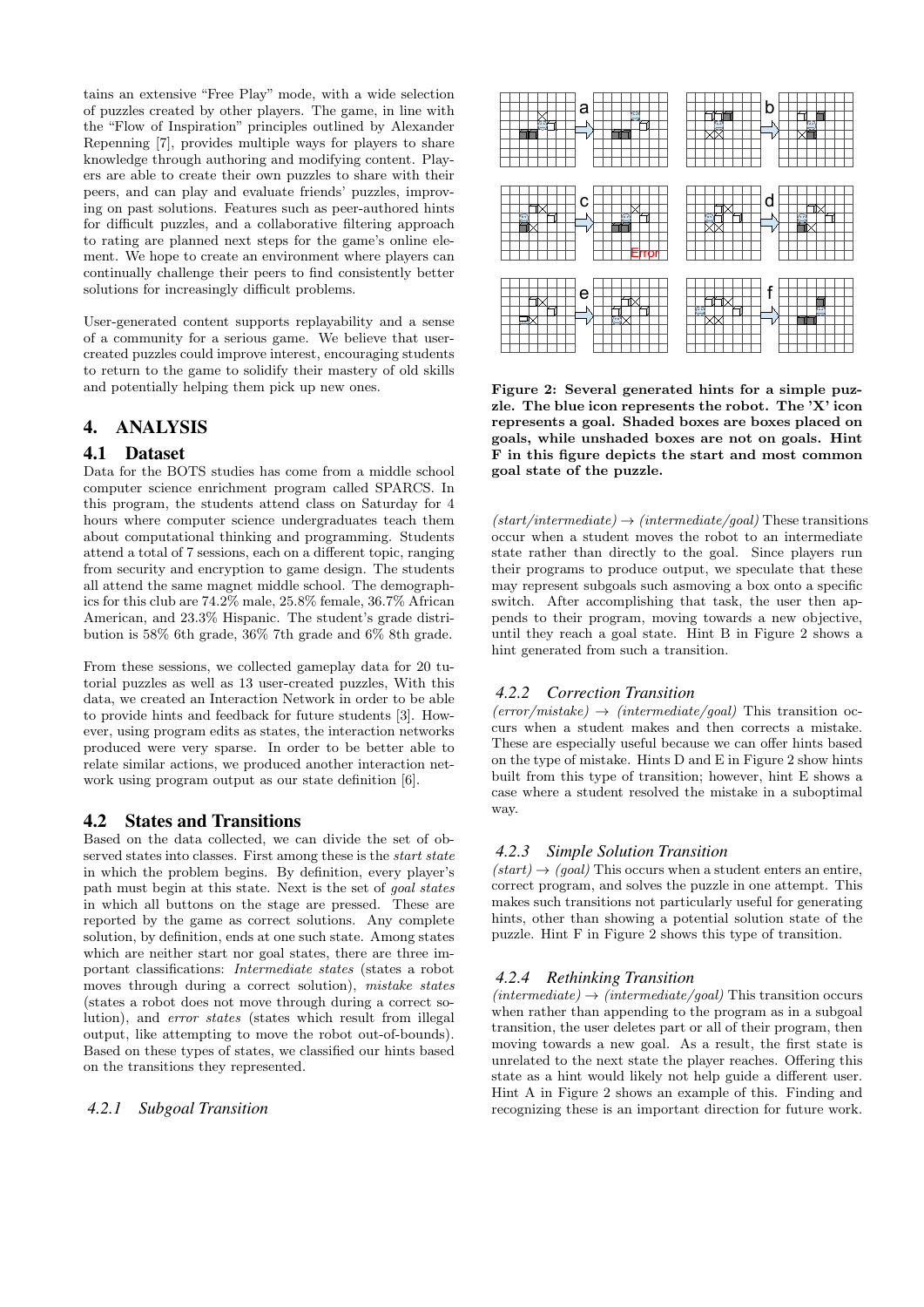tains an extensive "Free Play" mode, with a wide selection of puzzles created by other players. The game, in line with the "Flow of Inspiration" principles outlined by Alexander Repenning [7], provides multiple ways for players to share knowledge through authoring and modifying content. Players are able to create their own puzzles to share with their peers, and can play and evaluate friends' puzzles, improving on past solutions. Features such as peer-authored hints for difficult puzzles, and a collaborative filtering approach to rating are planned next steps for the game's online element. We hope to create an environment where players can continually challenge their peers to find consistently better solutions for increasingly difficult problems.

User-generated content supports replayability and a sense of a community for a serious game. We believe that user-created puzzles could improve interest, encouraging students to return to the game to solidify their mastery of old skills and potentially helping them pick up new ones.

# 4. ANALYSIS

## 4.1 Dataset

Data for the BOTS studies has come from a middle school computer science enrichment program called SPARCS. In this program, the students attend class on Saturday for 4 hours where computer science undergraduates teach them about computational thinking and programming. Students attend a total of 7 sessions, each on a different topic, ranging from security and encryption to game design. The students all attend the same magnet middle school. The demographics for this club are 74.2% male, 25.8% female, 36.7% African American, and 23.3% Hispanic. The student's grade distribution is 58% 6th grade, 36% 7th grade and 6% 8th grade.

From these sessions, we collected gameplay data for 20 tutorial puzzles as well as 13 user-created puzzles, With this data, we created an Interaction Network in order to be able to provide hints and feedback for future students [3]. However, using program edits as states, the interaction networks produced were very sparse. In order to be better able to relate similar actions, we produced another interaction network using program output as our state definition [6].

## 4.2 States and Transitions

Based on the data collected, we can divide the set of observed states into classes. First among these is the *start state* in which the problem begins. By definition, every player's path must begin at this state. Next is the set of *goal states* in which all buttons on the stage are pressed. These are reported by the game as correct solutions. Any complete solution, by definition, ends at one such state. Among states which are neither start nor goal states, there are three important classifications: *Intermediate states* (states a robot moves through during a correct solution), *mistake states* (states a robot does not move through during a correct solution), and *error states* (states which result from illegal output, like attempting to move the robot out-of-bounds). Based on these types of states, we classified our hints based on the transitions they represented.

### 4.2.1 Subgoal Transition

*(start/intermediate)* $\rightarrow$ *(intermediate/goal)* These transitions occur when a student moves the robot to an intermediate state rather than directly to the goal. Since players run their programs to produce output, we speculate that these may represent subgoals such asmoving a box onto a specific switch. After accomplishing that task, the user then appends to their program, moving towards a new objective, until they reach a goal state. Hint B in Figure 2 shows a hint generated from such a transition.

**Figure 2: Several generated hints for a simple puzzle. The blue icon represents the robot. The 'X' icon represents a goal. Shaded boxes are boxes placed on goals, while unshaded boxes are not on goals. Hint F in this figure depicts the start and most common goal state of the puzzle.**

### 4.2.2 Correction Transition

*(error/mistake)* $\rightarrow$ *(intermediate/goal)* This transition occurs when a student makes and then corrects a mistake. These are especially useful because we can offer hints based on the type of mistake. Hints D and E in Figure 2 show hints built from this type of transition; however, hint E shows a case where a student resolved the mistake in a suboptimal way.

### 4.2.3 Simple Solution Transition

*(start)* $\rightarrow$ *(goal)* This occurs when a student enters an entire, correct program, and solves the puzzle in one attempt. This makes such transitions not particularly useful for generating hints, other than showing a potential solution state of the puzzle. Hint F in Figure 2 shows this type of transition.

### 4.2.4 Rethinking Transition

*(intermediate)* $\rightarrow$ *(intermediate/goal)* This transition occurs when rather than appending to the program as in a subgoal transition, the user deletes part or all of their program, then moving towards a new goal. As a result, the first state is unrelated to the next state the player reaches. Offering this state as a hint would likely not help guide a different user. Hint A in Figure 2 shows an example of this. Finding and recognizing these is an important direction for future work.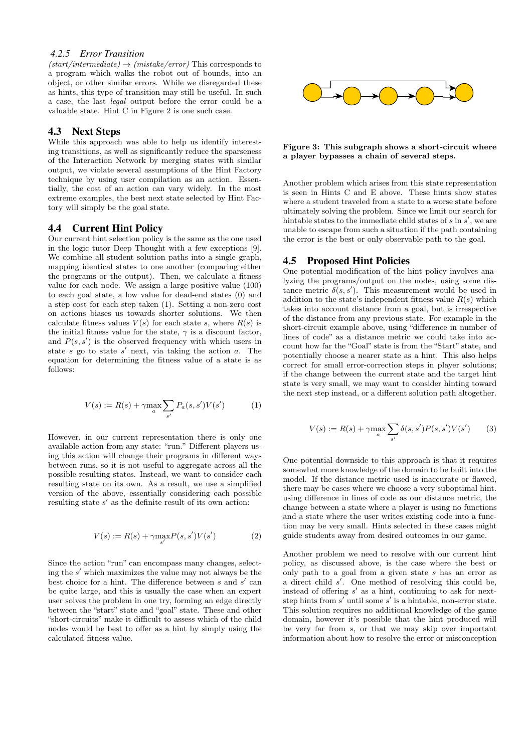#### 4.2.5 Error Transition

*(start/intermediate)* → *(mistake/error)* This corresponds to a program which walks the robot out of bounds, into an object, or other similar errors. While we disregarded these as hints, this type of transition may still be useful. In such a case, the last *legal* output before the error could be a valuable state. Hint C in Figure 2 is one such case.

### 4.3 Next Steps

While this approach was able to help us identify interesting transitions, as well as significantly reduce the sparseness of the Interaction Network by merging states with similar output, we violate several assumptions of the Hint Factory technique by using user compilation as an action. Essentially, the cost of an action can vary widely. In the most extreme examples, the best next state selected by Hint Factory will simply be the goal state.

### 4.4 Current Hint Policy

Our current hint selection policy is the same as the one used in the logic tutor Deep Thought with a few exceptions [9]. We combine all student solution paths into a single graph, mapping identical states to one another (comparing either the programs or the output). Then, we calculate a fitness value for each node. We assign a large positive value (100) to each goal state, a low value for dead-end states (0) and a step cost for each step taken (1). Setting a non-zero cost on actions biases us towards shorter solutions. We then calculate fitness values $V(s)$ for each state $s$, where $R(s)$ is the initial fitness value for the state, $\gamma$ is a discount factor, and $P(s, s')$ is the observed frequency with which users in state $s$ go to state $s'$ next, via taking the action $a$. The equation for determining the fitness value of a state is as follows:

$$V(s) := R(s) + \gamma \max_a \sum_{s'} P_a(s, s')V(s') \qquad (1)$$

However, in our current representation there is only one available action from any state: "run." Different players using this action will change their programs in different ways between runs, so it is not useful to aggregate across all the possible resulting states. Instead, we want to consider each resulting state on its own. As a result, we use a simplified version of the above, essentially considering each possible resulting state $s'$ as the definite result of its own action:

$$V(s) := R(s) + \gamma \max_{s'} P(s, s')V(s') \qquad (2)$$

Since the action "run" can encompass many changes, selecting the $s'$ which maximizes the value may not always be the best choice for a hint. The difference between $s$ and $s'$ can be quite large, and this is usually the case when an expert user solves the problem in one try, forming an edge directly between the "start" state and "goal" state. These and other "short-circuits" make it difficult to assess which of the child nodes would be best to offer as a hint by simply using the calculated fitness value.

**Figure 3: This subgraph shows a short-circuit where a player bypasses a chain of several steps.**

Another problem which arises from this state representation is seen in Hints C and E above. These hints show states where a student traveled from a state to a worse state before ultimately solving the problem. Since we limit our search for hintable states to the immediate child states of $s$ in $s'$, we are unable to escape from such a situation if the path containing the error is the best or only observable path to the goal.

### 4.5 Proposed Hint Policies

One potential modification of the hint policy involves analyzing the programs/output on the nodes, using some distance metric $\delta(s, s')$. This measurement would be used in addition to the state's independent fitness value $R(s)$ which takes into account distance from a goal, but is irrespective of the distance from any previous state. For example in the short-circuit example above, using "difference in number of lines of code" as a distance metric we could take into account how far the "Goal" state is from the "Start" state, and potentially choose a nearer state as a hint. This also helps correct for small error-correction steps in player solutions; if the change between the current state and the target hint state is very small, we may want to consider hinting toward the next step instead, or a different solution path altogether.

$$V(s) := R(s) + \gamma \max_a \sum_{s'} \delta(s, s')P(s, s')V(s') \qquad (3)$$

One potential downside to this approach is that it requires somewhat more knowledge of the domain to be built into the model. If the distance metric used is inaccurate or flawed, there may be cases where we choose a very suboptimal hint. using difference in lines of code as our distance metric, the change between a state where a player is using no functions and a state where the user writes existing code into a function may be very small. Hints selected in these cases might guide students away from desired outcomes in our game.

Another problem we need to resolve with our current hint policy, as discussed above, is the case where the best or only path to a goal from a given state $s$ has an error as a direct child $s'$. One method of resolving this could be, instead of offering $s'$ as a hint, continuing to ask for next-step hints from $s'$ until some $s'$ is a hintable, non-error state. This solution requires no additional knowledge of the game domain, however it's possible that the hint produced will be very far from $s$, or that we may skip over important information about how to resolve the error or misconception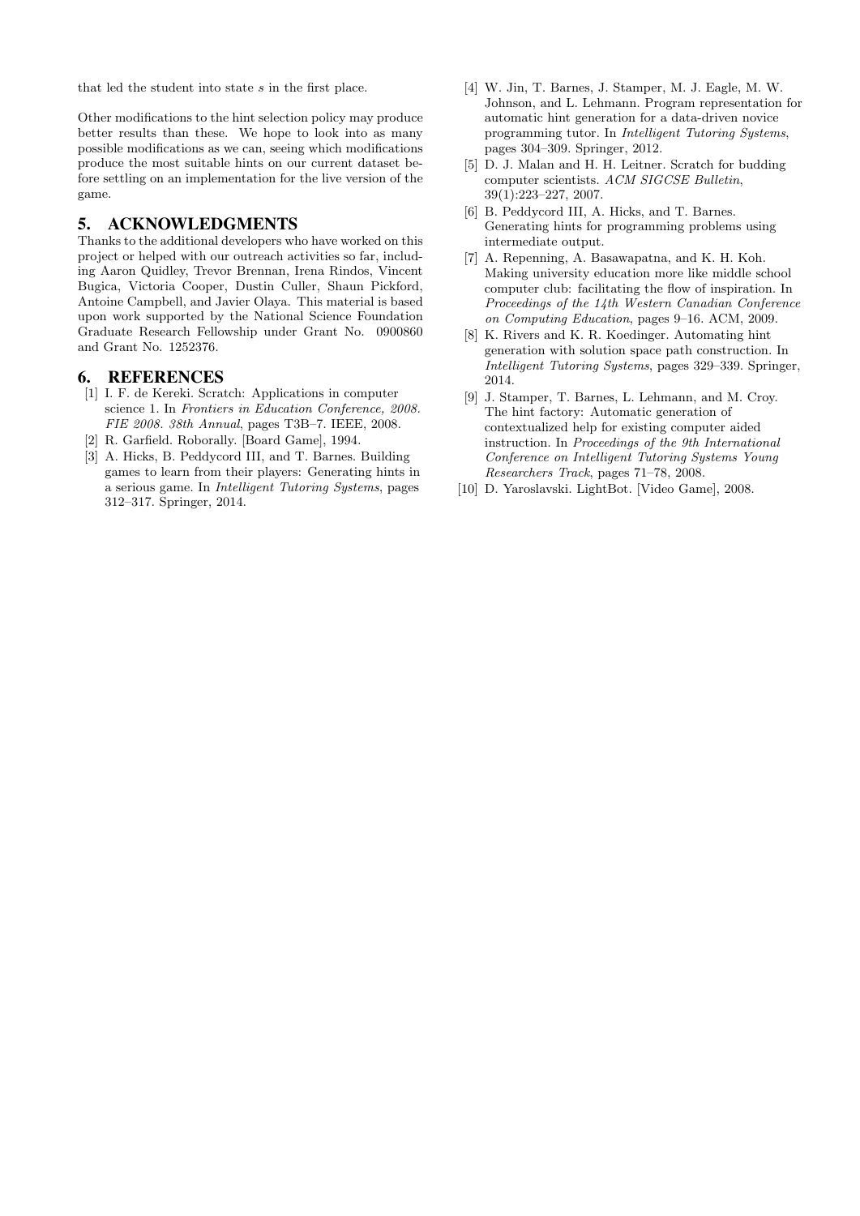that led the student into state $s$ in the first place.

Other modifications to the hint selection policy may produce better results than these. We hope to look into as many possible modifications as we can, seeing which modifications produce the most suitable hints on our current dataset before settling on an implementation for the live version of the game.

## 5. ACKNOWLEDGMENTS

Thanks to the additional developers who have worked on this project or helped with our outreach activities so far, including Aaron Quidley, Trevor Brennan, Irena Rindos, Vincent Bugica, Victoria Cooper, Dustin Culler, Shaun Pickford, Antoine Campbell, and Javier Olaya. This material is based upon work supported by the National Science Foundation Graduate Research Fellowship under Grant No. 0900860 and Grant No. 1252376.

## 6. REFERENCES

[1] I. F. de Kereki. Scratch: Applications in computer science 1. In *Frontiers in Education Conference, 2008. FIE 2008. 38th Annual*, pages T3B–7. IEEE, 2008.

[2] R. Garfield. Roborally. [Board Game], 1994.

[3] A. Hicks, B. Peddycord III, and T. Barnes. Building games to learn from their players: Generating hints in a serious game. In *Intelligent Tutoring Systems*, pages 312–317. Springer, 2014.

[4] W. Jin, T. Barnes, J. Stamper, M. J. Eagle, M. W. Johnson, and L. Lehmann. Program representation for automatic hint generation for a data-driven novice programming tutor. In *Intelligent Tutoring Systems*, pages 304–309. Springer, 2012.

[5] D. J. Malan and H. H. Leitner. Scratch for budding computer scientists. *ACM SIGCSE Bulletin*, 39(1):223–227, 2007.

[6] B. Peddycord III, A. Hicks, and T. Barnes. Generating hints for programming problems using intermediate output.

[7] A. Repenning, A. Basawapatna, and K. H. Koh. Making university education more like middle school computer club: facilitating the flow of inspiration. In *Proceedings of the 14th Western Canadian Conference on Computing Education*, pages 9–16. ACM, 2009.

[8] K. Rivers and K. R. Koedinger. Automating hint generation with solution space path construction. In *Intelligent Tutoring Systems*, pages 329–339. Springer, 2014.

[9] J. Stamper, T. Barnes, L. Lehmann, and M. Croy. The hint factory: Automatic generation of contextualized help for existing computer aided instruction. In *Proceedings of the 9th International Conference on Intelligent Tutoring Systems Young Researchers Track*, pages 71–78, 2008.

[10] D. Yaroslavski. LightBot. [Video Game], 2008.